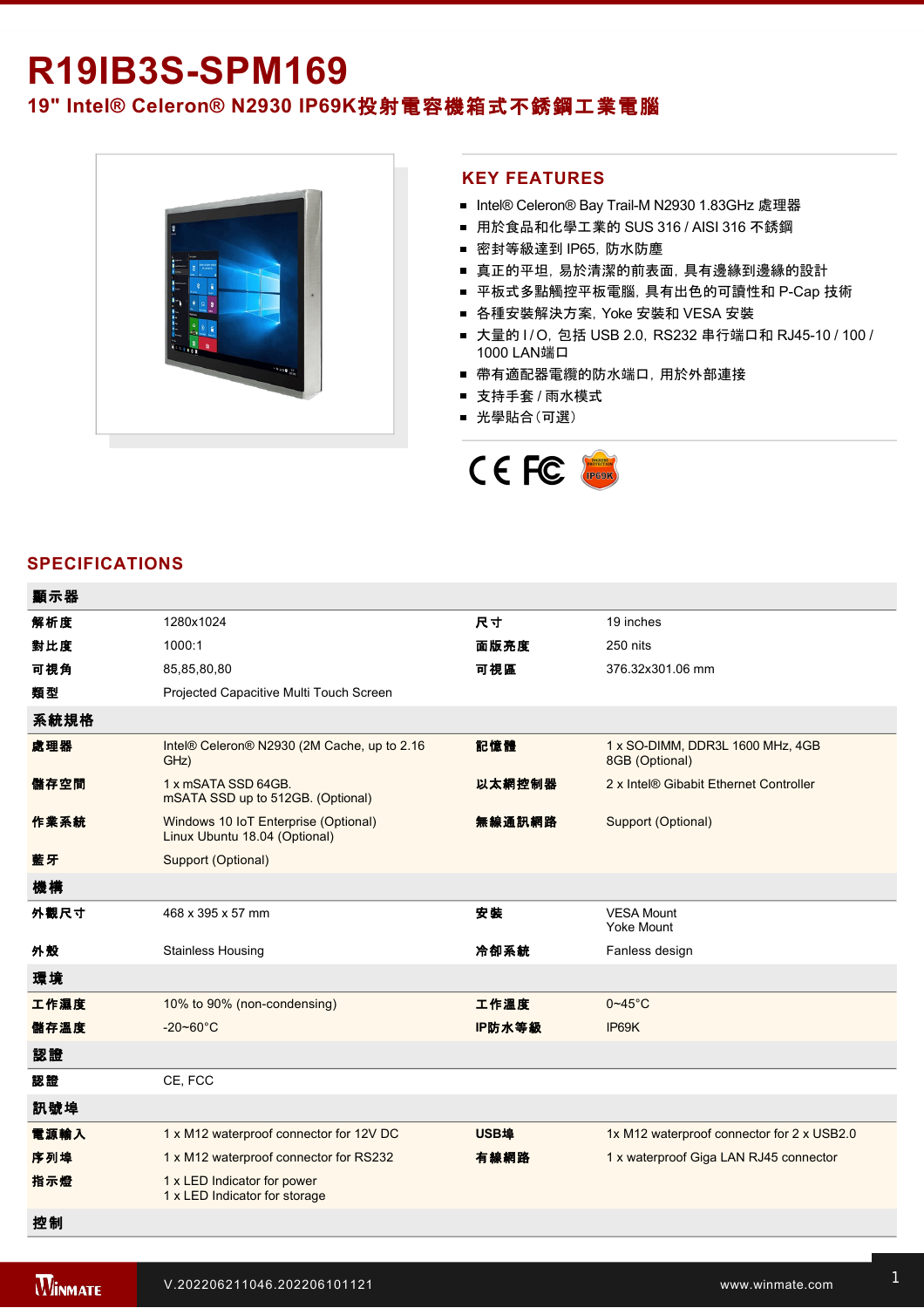# R19IB3S-SPM169

## 19" Intel® Celeron® N2930 IP69K投射電容機箱式不銹鋼工業電腦

## KEY FEATURES

- Intel® Celeron® Bay Trail-M N2930 1.83GHz 處理器
- 用於食品和化學工業的 SUS 316 / AISI 316 不銹鋼
- 密封等級達到 IP65，防水防塵
- 真正的平坦，易於清潔的前表面，具有邊緣到邊緣的設計
- 平板式多點觸控平板電腦，具有出色的可讀性和 P-Cap 技術
- 各種安裝解決方案，Yoke 安裝和 VESA 安裝
- 大量的 I / O，包括 USB 2.0，RS232 串行端口和 RJ45-10 / 100 / 1000 LAN端口
- 帶有適配器電纜的防水端口，用於外部連接
- 支持手套 / 雨水模式
- 光學貼合（可選）

## SPECIFICATIONS

| 顯示器 | | | |
|---|---|---|---|
| 解析度 | 1280x1024 | 尺寸 | 19 inches |
| 對比度 | 1000:1 | 面版亮度 | 250 nits |
| 可視角 | 85,85,80,80 | 可視區 | 376.32x301.06 mm |
| 類型 | Projected Capacitive Multi Touch Screen | | |
| **系統規格** | | | |
| 處理器 | Intel® Celeron® N2930 (2M Cache, up to 2.16 GHz) | 記憶體 | 1 x SO-DIMM, DDR3L 1600 MHz, 4GB<br>8GB (Optional) |
| 儲存空間 | 1 x mSATA SSD 64GB.<br>mSATA SSD up to 512GB. (Optional) | 以太網控制器 | 2 x Intel® Gibabit Ethernet Controller |
| 作業系統 | Windows 10 IoT Enterprise (Optional)<br>Linux Ubuntu 18.04 (Optional) | 無線通訊網路 | Support (Optional) |
| 藍牙 | Support (Optional) | | |
| **機構** | | | |
| 外觀尺寸 | 468 x 395 x 57 mm | 安裝 | VESA Mount<br>Yoke Mount |
| 外殼 | Stainless Housing | 冷卻系統 | Fanless design |
| **環境** | | | |
| 工作濕度 | 10% to 90% (non-condensing) | 工作溫度 | 0~45°C |
| 儲存溫度 | -20~60°C | IP防水等級 | IP69K |
| **認證** | | | |
| 認證 | CE, FCC | | |
| **訊號埠** | | | |
| 電源輸入 | 1 x M12 waterproof connector for 12V DC | USB埠 | 1x M12 waterproof connector for 2 x USB2.0 |
| 序列埠 | 1 x M12 waterproof connector for RS232 | 有線網路 | 1 x waterproof Giga LAN RJ45 connector |
| 指示燈 | 1 x LED Indicator for power<br>1 x LED Indicator for storage | | |
| **控制** | | | |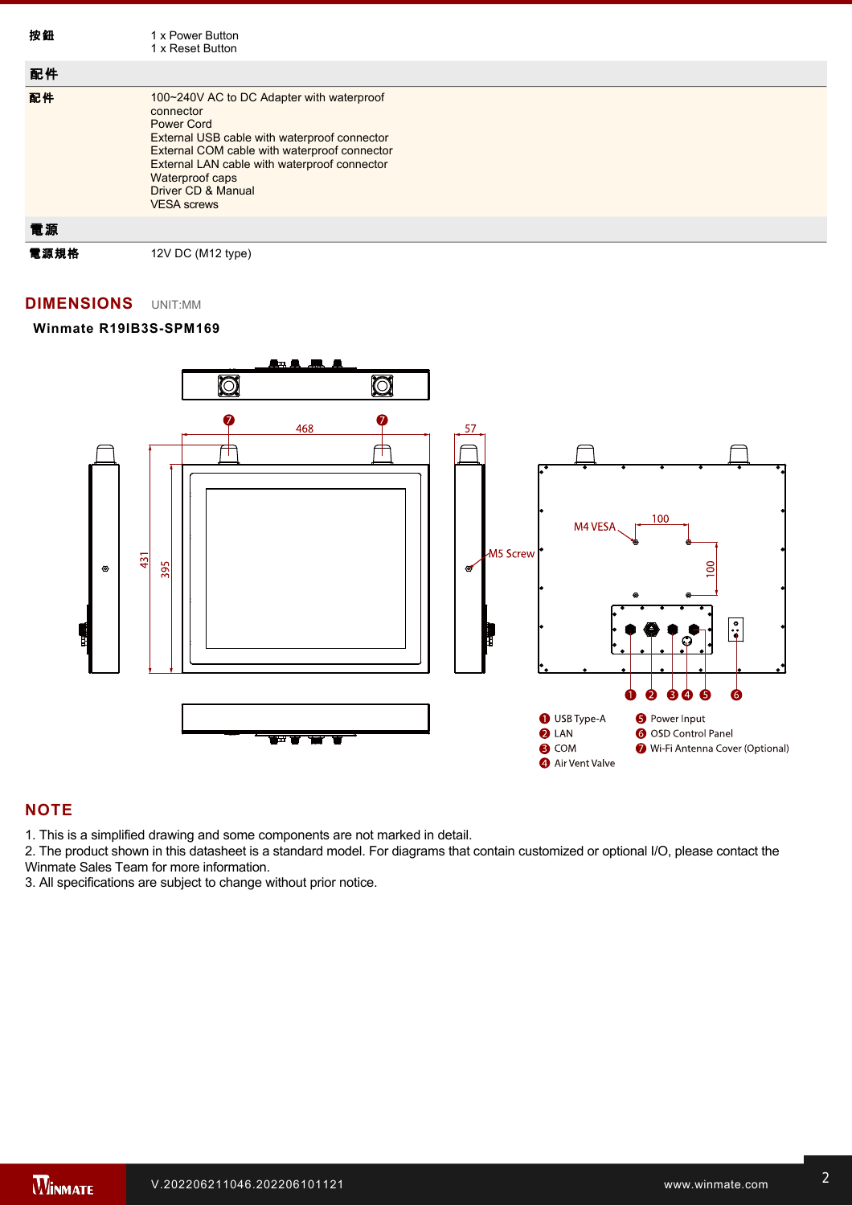| | |
|---|---|
| 按鈕 | 1 x Power Button<br>1 x Reset Button |
| **配件** | |
| 配件 | 100~240V AC to DC Adapter with waterproof connector<br>Power Cord<br>External USB cable with waterproof connector<br>External COM cable with waterproof connector<br>External LAN cable with waterproof connector<br>Waterproof caps<br>Driver CD & Manual<br>VESA screws |
| **電源** | |
| 電源規格 | 12V DC (M12 type) |

## DIMENSIONS UNIT:MM

**Winmate R19IB3S-SPM169**

468
57
431
395
M4 VESA
100
100
M5 Screw

1. USB Type-A
2. LAN
3. COM
4. Air Vent Valve
5. Power Input
6. OSD Control Panel
7. Wi-Fi Antenna Cover (Optional)

## NOTE

1. This is a simplified drawing and some components are not marked in detail.
2. The product shown in this datasheet is a standard model. For diagrams that contain customized or optional I/O, please contact the Winmate Sales Team for more information.
3. All specifications are subject to change without prior notice.